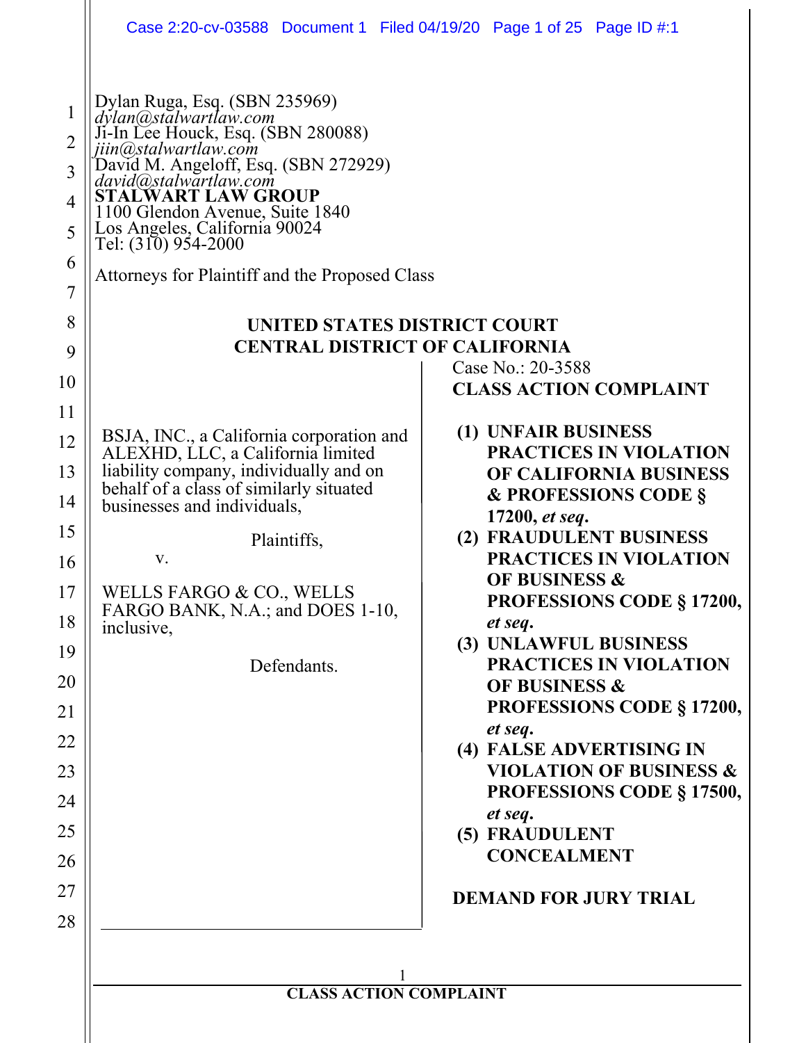Dylan Ruga, Esq. (SBN 235969)
*dylan@stalwartlaw.com*
Ji-In Lee Houck, Esq. (SBN 280088)
*jiin@stalwartlaw.com*
David M. Angeloff, Esq. (SBN 272929)
*david@stalwartlaw.com*
**STALWART LAW GROUP**
1100 Glendon Avenue, Suite 1840
Los Angeles, California 90024
Tel: (310) 954-2000

Attorneys for Plaintiff and the Proposed Class

**UNITED STATES DISTRICT COURT**
**CENTRAL DISTRICT OF CALIFORNIA**

BSJA, INC., a California corporation and ALEXHD, LLC, a California limited liability company, individually and on behalf of a class of similarly situated businesses and individuals,

Plaintiffs,

v.

WELLS FARGO & CO., WELLS FARGO BANK, N.A.; and DOES 1-10, inclusive,

Defendants.

Case No.: 20-3588

**CLASS ACTION COMPLAINT**

1. **UNFAIR BUSINESS PRACTICES IN VIOLATION OF CALIFORNIA BUSINESS & PROFESSIONS CODE § 17200, *et seq*.**
2. **FRAUDULENT BUSINESS PRACTICES IN VIOLATION OF BUSINESS & PROFESSIONS CODE § 17200, *et seq*.**
3. **UNLAWFUL BUSINESS PRACTICES IN VIOLATION OF BUSINESS & PROFESSIONS CODE § 17200, *et seq*.**
4. **FALSE ADVERTISING IN VIOLATION OF BUSINESS & PROFESSIONS CODE § 17500, *et seq*.**
5. **FRAUDULENT CONCEALMENT**

**DEMAND FOR JURY TRIAL**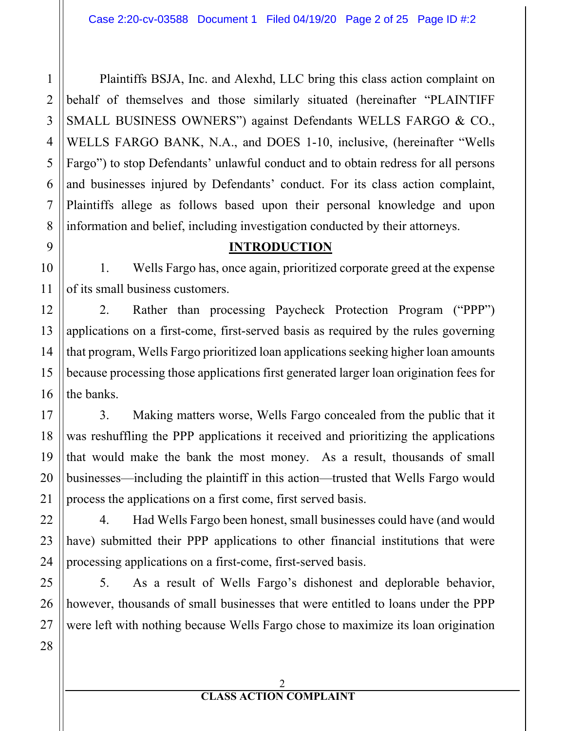Plaintiffs BSJA, Inc. and Alexhd, LLC bring this class action complaint on behalf of themselves and those similarly situated (hereinafter "PLAINTIFF SMALL BUSINESS OWNERS") against Defendants WELLS FARGO & CO., WELLS FARGO BANK, N.A., and DOES 1-10, inclusive, (hereinafter "Wells Fargo") to stop Defendants' unlawful conduct and to obtain redress for all persons and businesses injured by Defendants' conduct. For its class action complaint, Plaintiffs allege as follows based upon their personal knowledge and upon information and belief, including investigation conducted by their attorneys.

## INTRODUCTION

1. Wells Fargo has, once again, prioritized corporate greed at the expense of its small business customers.

2. Rather than processing Paycheck Protection Program ("PPP") applications on a first-come, first-served basis as required by the rules governing that program, Wells Fargo prioritized loan applications seeking higher loan amounts because processing those applications first generated larger loan origination fees for the banks.

3. Making matters worse, Wells Fargo concealed from the public that it was reshuffling the PPP applications it received and prioritizing the applications that would make the bank the most money. As a result, thousands of small businesses—including the plaintiff in this action—trusted that Wells Fargo would process the applications on a first come, first served basis.

4. Had Wells Fargo been honest, small businesses could have (and would have) submitted their PPP applications to other financial institutions that were processing applications on a first-come, first-served basis.

5. As a result of Wells Fargo's dishonest and deplorable behavior, however, thousands of small businesses that were entitled to loans under the PPP were left with nothing because Wells Fargo chose to maximize its loan origination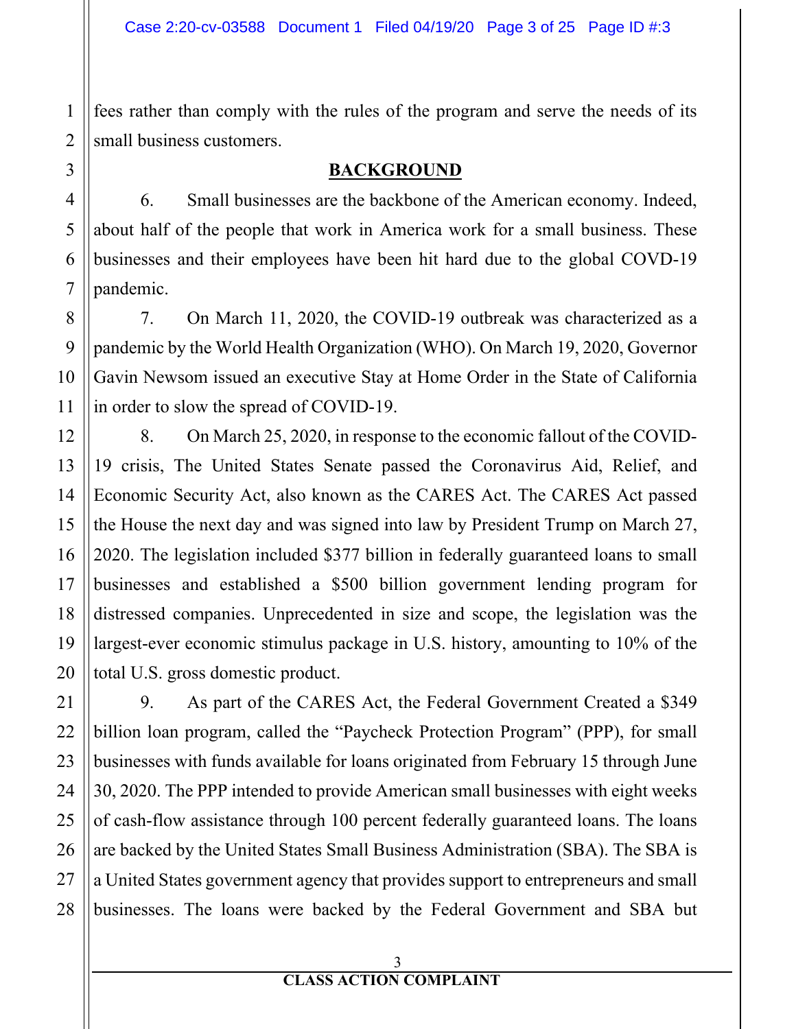fees rather than comply with the rules of the program and serve the needs of its small business customers.

## BACKGROUND

6. Small businesses are the backbone of the American economy. Indeed, about half of the people that work in America work for a small business. These businesses and their employees have been hit hard due to the global COVD-19 pandemic.

7. On March 11, 2020, the COVID-19 outbreak was characterized as a pandemic by the World Health Organization (WHO). On March 19, 2020, Governor Gavin Newsom issued an executive Stay at Home Order in the State of California in order to slow the spread of COVID-19.

8. On March 25, 2020, in response to the economic fallout of the COVID-19 crisis, The United States Senate passed the Coronavirus Aid, Relief, and Economic Security Act, also known as the CARES Act. The CARES Act passed the House the next day and was signed into law by President Trump on March 27, 2020. The legislation included $377 billion in federally guaranteed loans to small businesses and established a $500 billion government lending program for distressed companies. Unprecedented in size and scope, the legislation was the largest-ever economic stimulus package in U.S. history, amounting to 10% of the total U.S. gross domestic product.

9. As part of the CARES Act, the Federal Government Created a $349 billion loan program, called the "Paycheck Protection Program" (PPP), for small businesses with funds available for loans originated from February 15 through June 30, 2020. The PPP intended to provide American small businesses with eight weeks of cash-flow assistance through 100 percent federally guaranteed loans. The loans are backed by the United States Small Business Administration (SBA). The SBA is a United States government agency that provides support to entrepreneurs and small businesses. The loans were backed by the Federal Government and SBA but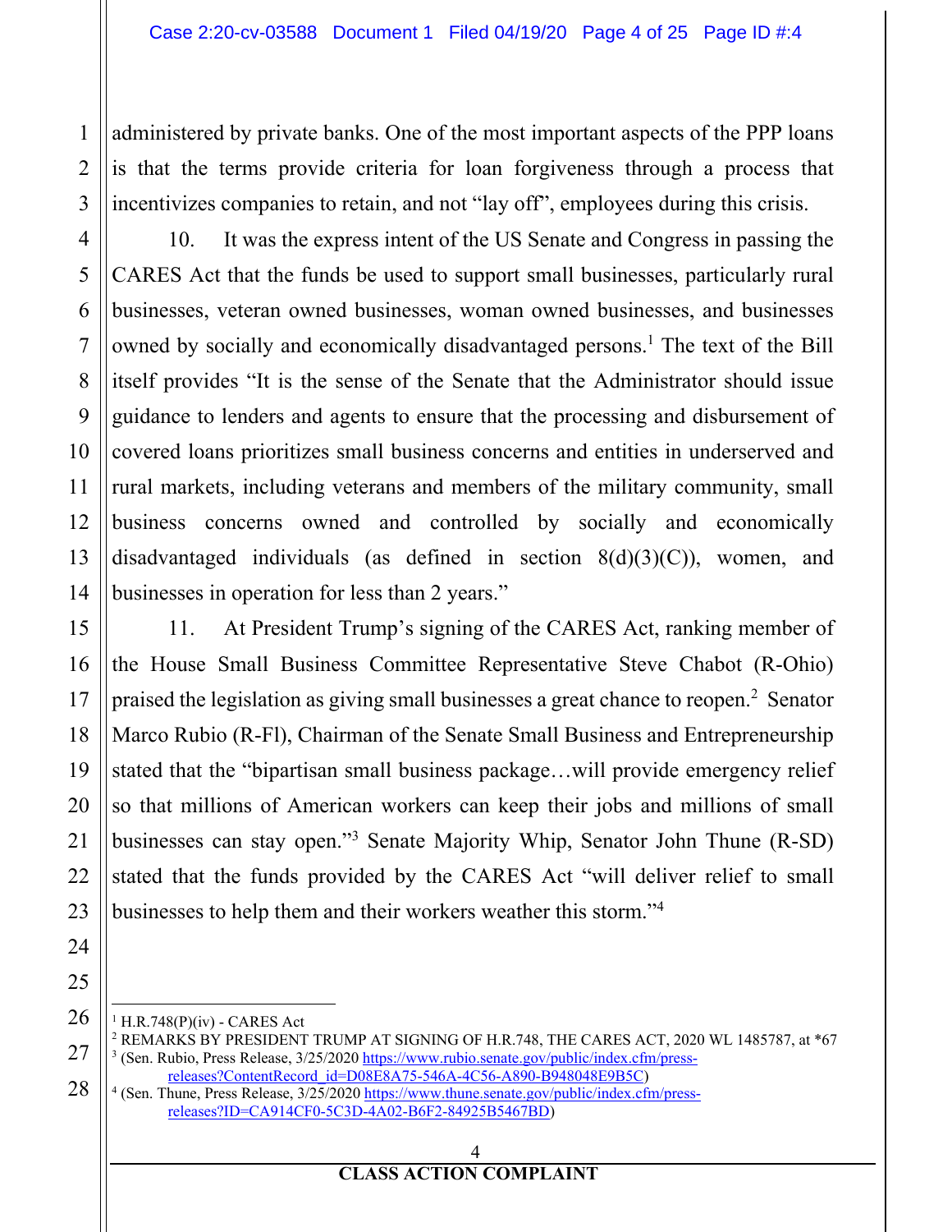administered by private banks. One of the most important aspects of the PPP loans is that the terms provide criteria for loan forgiveness through a process that incentivizes companies to retain, and not "lay off", employees during this crisis.

10. It was the express intent of the US Senate and Congress in passing the CARES Act that the funds be used to support small businesses, particularly rural businesses, veteran owned businesses, woman owned businesses, and businesses owned by socially and economically disadvantaged persons.[1] The text of the Bill itself provides "It is the sense of the Senate that the Administrator should issue guidance to lenders and agents to ensure that the processing and disbursement of covered loans prioritizes small business concerns and entities in underserved and rural markets, including veterans and members of the military community, small business concerns owned and controlled by socially and economically disadvantaged individuals (as defined in section 8(d)(3)(C)), women, and businesses in operation for less than 2 years."

11. At President Trump's signing of the CARES Act, ranking member of the House Small Business Committee Representative Steve Chabot (R-Ohio) praised the legislation as giving small businesses a great chance to reopen.[2] Senator Marco Rubio (R-Fl), Chairman of the Senate Small Business and Entrepreneurship stated that the "bipartisan small business package…will provide emergency relief so that millions of American workers can keep their jobs and millions of small businesses can stay open."[3] Senate Majority Whip, Senator John Thune (R-SD) stated that the funds provided by the CARES Act "will deliver relief to small businesses to help them and their workers weather this storm."[4]

---

[1] H.R.748(P)(iv) - CARES Act

[2] REMARKS BY PRESIDENT TRUMP AT SIGNING OF H.R.748, THE CARES ACT, 2020 WL 1485787, at *67

[3] (Sen. Rubio, Press Release, 3/25/2020 https://www.rubio.senate.gov/public/index.cfm/press-releases?ContentRecord_id=D08E8A75-546A-4C56-A890-B948048E9B5C)

[4] (Sen. Thune, Press Release, 3/25/2020 https://www.thune.senate.gov/public/index.cfm/press-releases?ID=CA914CF0-5C3D-4A02-B6F2-84925B5467BD)

**CLASS ACTION COMPLAINT**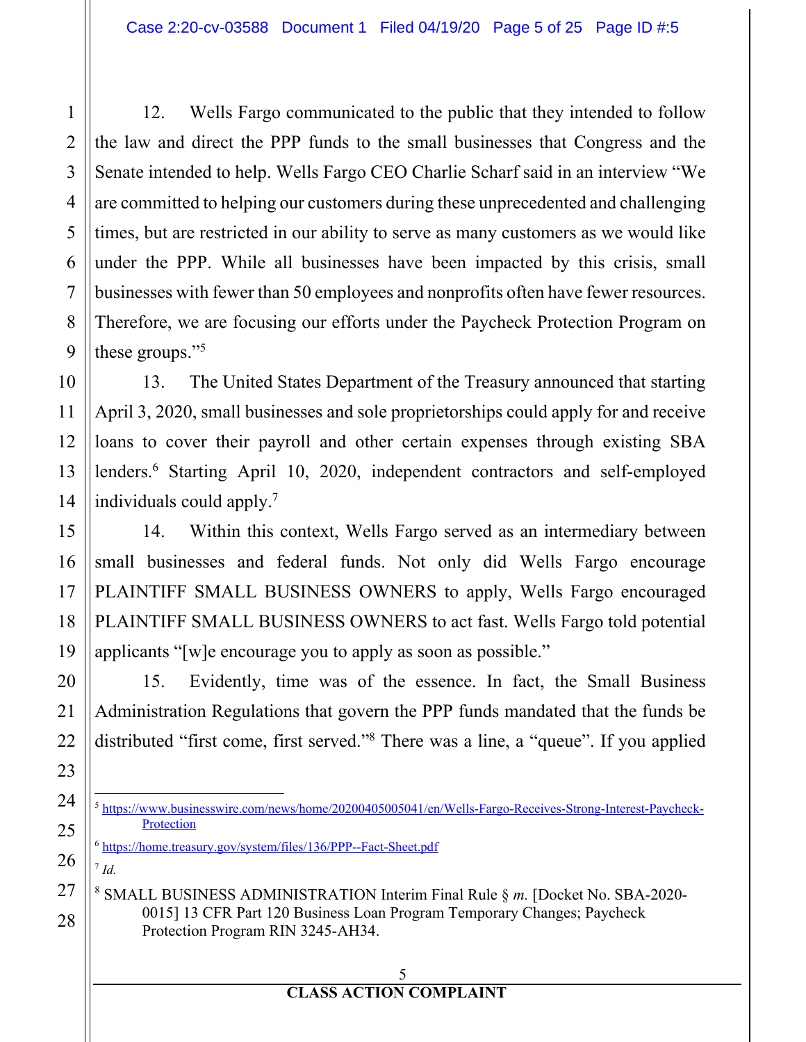12. Wells Fargo communicated to the public that they intended to follow the law and direct the PPP funds to the small businesses that Congress and the Senate intended to help. Wells Fargo CEO Charlie Scharf said in an interview "We are committed to helping our customers during these unprecedented and challenging times, but are restricted in our ability to serve as many customers as we would like under the PPP. While all businesses have been impacted by this crisis, small businesses with fewer than 50 employees and nonprofits often have fewer resources. Therefore, we are focusing our efforts under the Paycheck Protection Program on these groups."[5]

13. The United States Department of the Treasury announced that starting April 3, 2020, small businesses and sole proprietorships could apply for and receive loans to cover their payroll and other certain expenses through existing SBA lenders.[6] Starting April 10, 2020, independent contractors and self-employed individuals could apply.[7]

14. Within this context, Wells Fargo served as an intermediary between small businesses and federal funds. Not only did Wells Fargo encourage PLAINTIFF SMALL BUSINESS OWNERS to apply, Wells Fargo encouraged PLAINTIFF SMALL BUSINESS OWNERS to act fast. Wells Fargo told potential applicants "[w]e encourage you to apply as soon as possible."

15. Evidently, time was of the essence. In fact, the Small Business Administration Regulations that govern the PPP funds mandated that the funds be distributed "first come, first served."[8] There was a line, a "queue". If you applied

---

[5] https://www.businesswire.com/news/home/20200405005041/en/Wells-Fargo-Receives-Strong-Interest-Paycheck-Protection

[6] https://home.treasury.gov/system/files/136/PPP--Fact-Sheet.pdf

[7] *Id.*

[8] SMALL BUSINESS ADMINISTRATION Interim Final Rule § *m.* [Docket No. SBA-2020-0015] 13 CFR Part 120 Business Loan Program Temporary Changes; Paycheck Protection Program RIN 3245-AH34.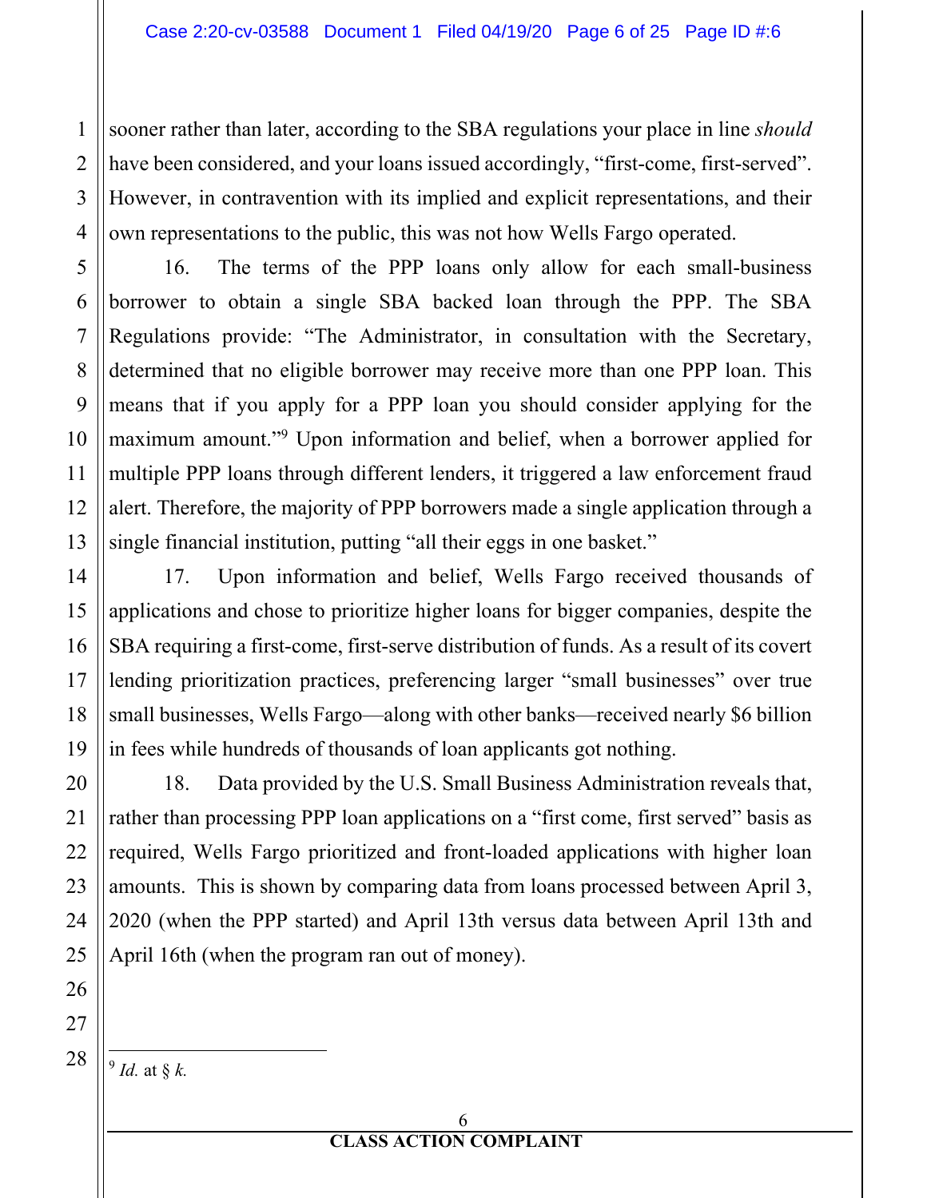sooner rather than later, according to the SBA regulations your place in line *should* have been considered, and your loans issued accordingly, "first-come, first-served". However, in contravention with its implied and explicit representations, and their own representations to the public, this was not how Wells Fargo operated.

16. The terms of the PPP loans only allow for each small-business borrower to obtain a single SBA backed loan through the PPP. The SBA Regulations provide: "The Administrator, in consultation with the Secretary, determined that no eligible borrower may receive more than one PPP loan. This means that if you apply for a PPP loan you should consider applying for the maximum amount."[9] Upon information and belief, when a borrower applied for multiple PPP loans through different lenders, it triggered a law enforcement fraud alert. Therefore, the majority of PPP borrowers made a single application through a single financial institution, putting "all their eggs in one basket."

17. Upon information and belief, Wells Fargo received thousands of applications and chose to prioritize higher loans for bigger companies, despite the SBA requiring a first-come, first-serve distribution of funds. As a result of its covert lending prioritization practices, preferencing larger "small businesses" over true small businesses, Wells Fargo—along with other banks—received nearly $6 billion in fees while hundreds of thousands of loan applicants got nothing.

18. Data provided by the U.S. Small Business Administration reveals that, rather than processing PPP loan applications on a "first come, first served" basis as required, Wells Fargo prioritized and front-loaded applications with higher loan amounts. This is shown by comparing data from loans processed between April 3, 2020 (when the PPP started) and April 13th versus data between April 13th and April 16th (when the program ran out of money).

---

[9] *Id.* at § *k.*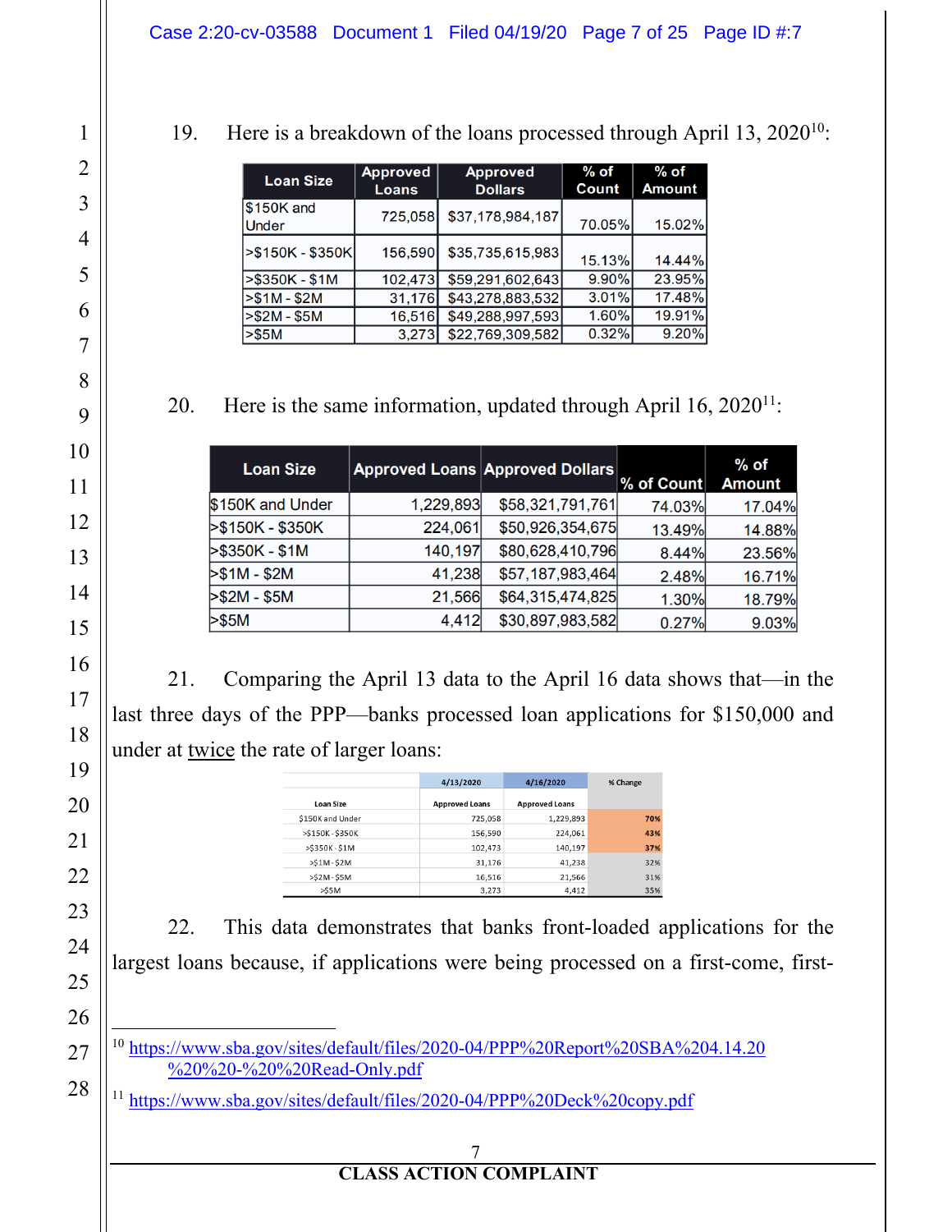19. Here is a breakdown of the loans processed through April 13, 2020[10]:

| Loan Size | Approved Loans | Approved Dollars | % of Count | % of Amount |
|---|---|---|---|---|
| $150K and Under | 725,058 | $37,178,984,187 | 70.05% | 15.02% |
| >$150K - $350K | 156,590 | $35,735,615,983 | 15.13% | 14.44% |
| >$350K - $1M | 102,473 | $59,291,602,643 | 9.90% | 23.95% |
| >$1M - $2M | 31,176 | $43,278,883,532 | 3.01% | 17.48% |
| >$2M - $5M | 16,516 | $49,288,997,593 | 1.60% | 19.91% |
| >$5M | 3,273 | $22,769,309,582 | 0.32% | 9.20% |

20. Here is the same information, updated through April 16, 2020[11]:

| Loan Size | Approved Loans | Approved Dollars | % of Count | % of Amount |
|---|---|---|---|---|
| $150K and Under | 1,229,893 | $58,321,791,761 | 74.03% | 17.04% |
| >$150K - $350K | 224,061 | $50,926,354,675 | 13.49% | 14.88% |
| >$350K - $1M | 140,197 | $80,628,410,796 | 8.44% | 23.56% |
| >$1M - $2M | 41,238 | $57,187,983,464 | 2.48% | 16.71% |
| >$2M - $5M | 21,566 | $64,315,474,825 | 1.30% | 18.79% |
| >$5M | 4,412 | $30,897,983,582 | 0.27% | 9.03% |

21. Comparing the April 13 data to the April 16 data shows that—in the last three days of the PPP—banks processed loan applications for $150,000 and under at twice the rate of larger loans:

| | 4/13/2020 | 4/16/2020 | % Change |
|---|---|---|---|
| Loan Size | Approved Loans | Approved Loans | |
| $150K and Under | 725,058 | 1,229,893 | 70% |
| >$150K - $350K | 156,590 | 224,061 | 43% |
| >$350K - $1M | 102,473 | 140,197 | 37% |
| >$1M - $2M | 31,176 | 41,238 | 32% |
| >$2M - $5M | 16,516 | 21,566 | 31% |
| >$5M | 3,273 | 4,412 | 35% |

22. This data demonstrates that banks front-loaded applications for the largest loans because, if applications were being processed on a first-come, first-

---

[10] https://www.sba.gov/sites/default/files/2020-04/PPP%20Report%20SBA%204.14.20%20%20-%20%20Read-Only.pdf

[11] https://www.sba.gov/sites/default/files/2020-04/PPP%20Deck%20copy.pdf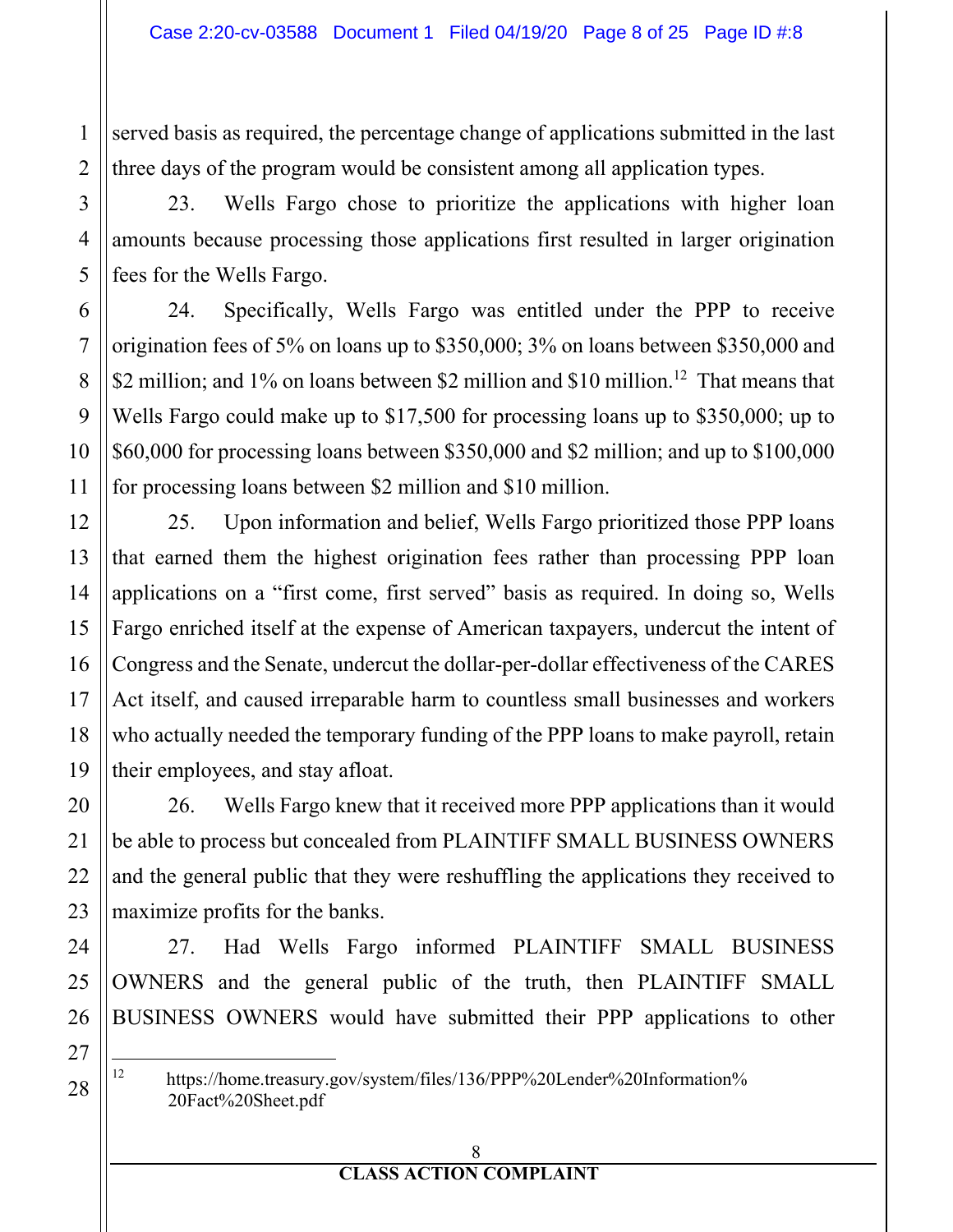served basis as required, the percentage change of applications submitted in the last three days of the program would be consistent among all application types.

23. Wells Fargo chose to prioritize the applications with higher loan amounts because processing those applications first resulted in larger origination fees for the Wells Fargo.

24. Specifically, Wells Fargo was entitled under the PPP to receive origination fees of 5% on loans up to $350,000; 3% on loans between $350,000 and $2 million; and 1% on loans between $2 million and $10 million.[12] That means that Wells Fargo could make up to $17,500 for processing loans up to $350,000; up to $60,000 for processing loans between $350,000 and $2 million; and up to $100,000 for processing loans between $2 million and $10 million.

25. Upon information and belief, Wells Fargo prioritized those PPP loans that earned them the highest origination fees rather than processing PPP loan applications on a "first come, first served" basis as required. In doing so, Wells Fargo enriched itself at the expense of American taxpayers, undercut the intent of Congress and the Senate, undercut the dollar-per-dollar effectiveness of the CARES Act itself, and caused irreparable harm to countless small businesses and workers who actually needed the temporary funding of the PPP loans to make payroll, retain their employees, and stay afloat.

26. Wells Fargo knew that it received more PPP applications than it would be able to process but concealed from PLAINTIFF SMALL BUSINESS OWNERS and the general public that they were reshuffling the applications they received to maximize profits for the banks.

27. Had Wells Fargo informed PLAINTIFF SMALL BUSINESS OWNERS and the general public of the truth, then PLAINTIFF SMALL BUSINESS OWNERS would have submitted their PPP applications to other

---

[12] https://home.treasury.gov/system/files/136/PPP%20Lender%20Information%20Fact%20Sheet.pdf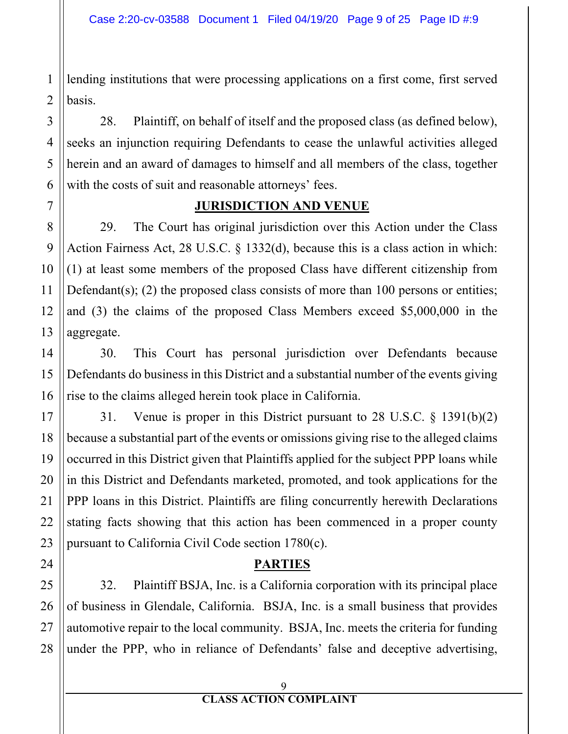lending institutions that were processing applications on a first come, first served basis.

28. Plaintiff, on behalf of itself and the proposed class (as defined below), seeks an injunction requiring Defendants to cease the unlawful activities alleged herein and an award of damages to himself and all members of the class, together with the costs of suit and reasonable attorneys' fees.

## JURISDICTION AND VENUE

29. The Court has original jurisdiction over this Action under the Class Action Fairness Act, 28 U.S.C. § 1332(d), because this is a class action in which: (1) at least some members of the proposed Class have different citizenship from Defendant(s); (2) the proposed class consists of more than 100 persons or entities; and (3) the claims of the proposed Class Members exceed $5,000,000 in the aggregate.

30. This Court has personal jurisdiction over Defendants because Defendants do business in this District and a substantial number of the events giving rise to the claims alleged herein took place in California.

31. Venue is proper in this District pursuant to 28 U.S.C. § 1391(b)(2) because a substantial part of the events or omissions giving rise to the alleged claims occurred in this District given that Plaintiffs applied for the subject PPP loans while in this District and Defendants marketed, promoted, and took applications for the PPP loans in this District. Plaintiffs are filing concurrently herewith Declarations stating facts showing that this action has been commenced in a proper county pursuant to California Civil Code section 1780(c).

## PARTIES

32. Plaintiff BSJA, Inc. is a California corporation with its principal place of business in Glendale, California. BSJA, Inc. is a small business that provides automotive repair to the local community. BSJA, Inc. meets the criteria for funding under the PPP, who in reliance of Defendants' false and deceptive advertising,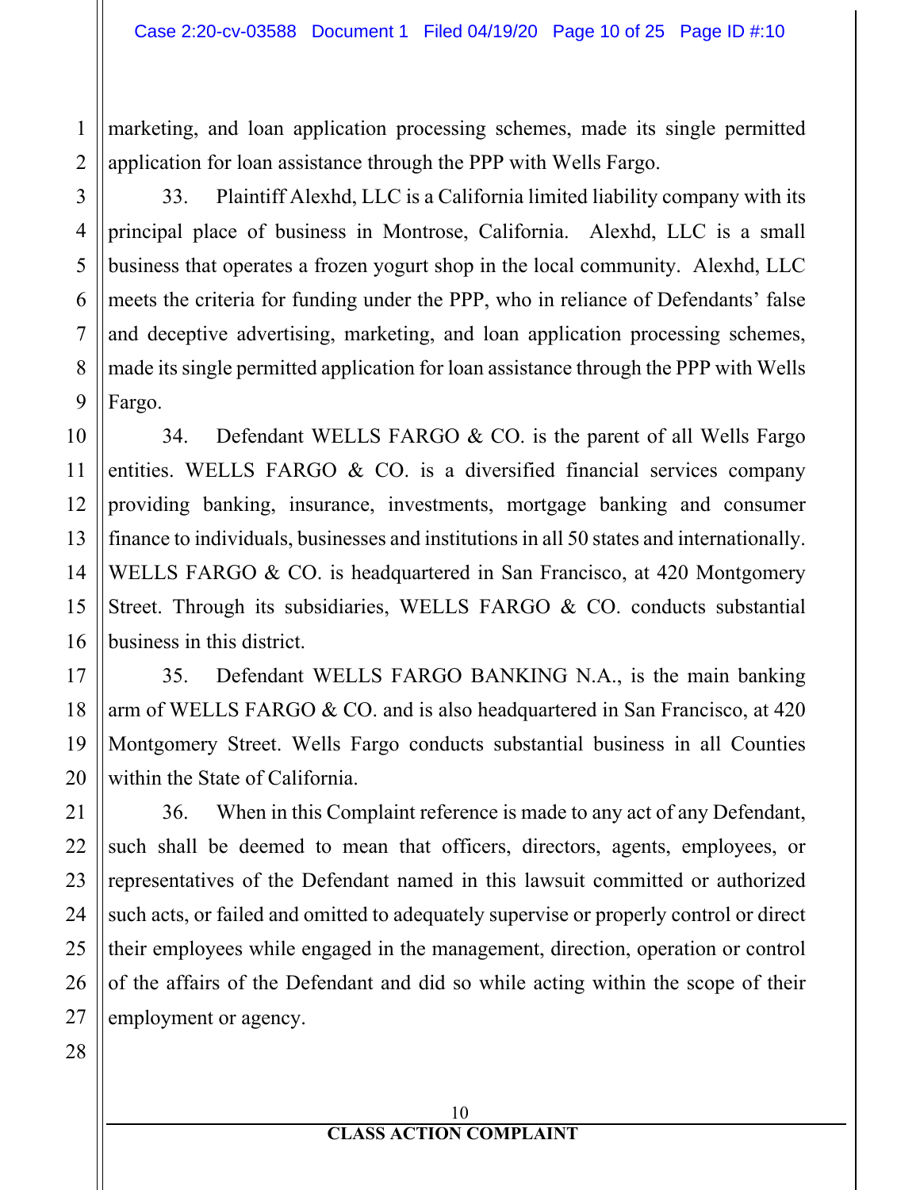marketing, and loan application processing schemes, made its single permitted application for loan assistance through the PPP with Wells Fargo.

33. Plaintiff Alexhd, LLC is a California limited liability company with its principal place of business in Montrose, California. Alexhd, LLC is a small business that operates a frozen yogurt shop in the local community. Alexhd, LLC meets the criteria for funding under the PPP, who in reliance of Defendants' false and deceptive advertising, marketing, and loan application processing schemes, made its single permitted application for loan assistance through the PPP with Wells Fargo.

34. Defendant WELLS FARGO & CO. is the parent of all Wells Fargo entities. WELLS FARGO & CO. is a diversified financial services company providing banking, insurance, investments, mortgage banking and consumer finance to individuals, businesses and institutions in all 50 states and internationally. WELLS FARGO & CO. is headquartered in San Francisco, at 420 Montgomery Street. Through its subsidiaries, WELLS FARGO & CO. conducts substantial business in this district.

35. Defendant WELLS FARGO BANKING N.A., is the main banking arm of WELLS FARGO & CO. and is also headquartered in San Francisco, at 420 Montgomery Street. Wells Fargo conducts substantial business in all Counties within the State of California.

36. When in this Complaint reference is made to any act of any Defendant, such shall be deemed to mean that officers, directors, agents, employees, or representatives of the Defendant named in this lawsuit committed or authorized such acts, or failed and omitted to adequately supervise or properly control or direct their employees while engaged in the management, direction, operation or control of the affairs of the Defendant and did so while acting within the scope of their employment or agency.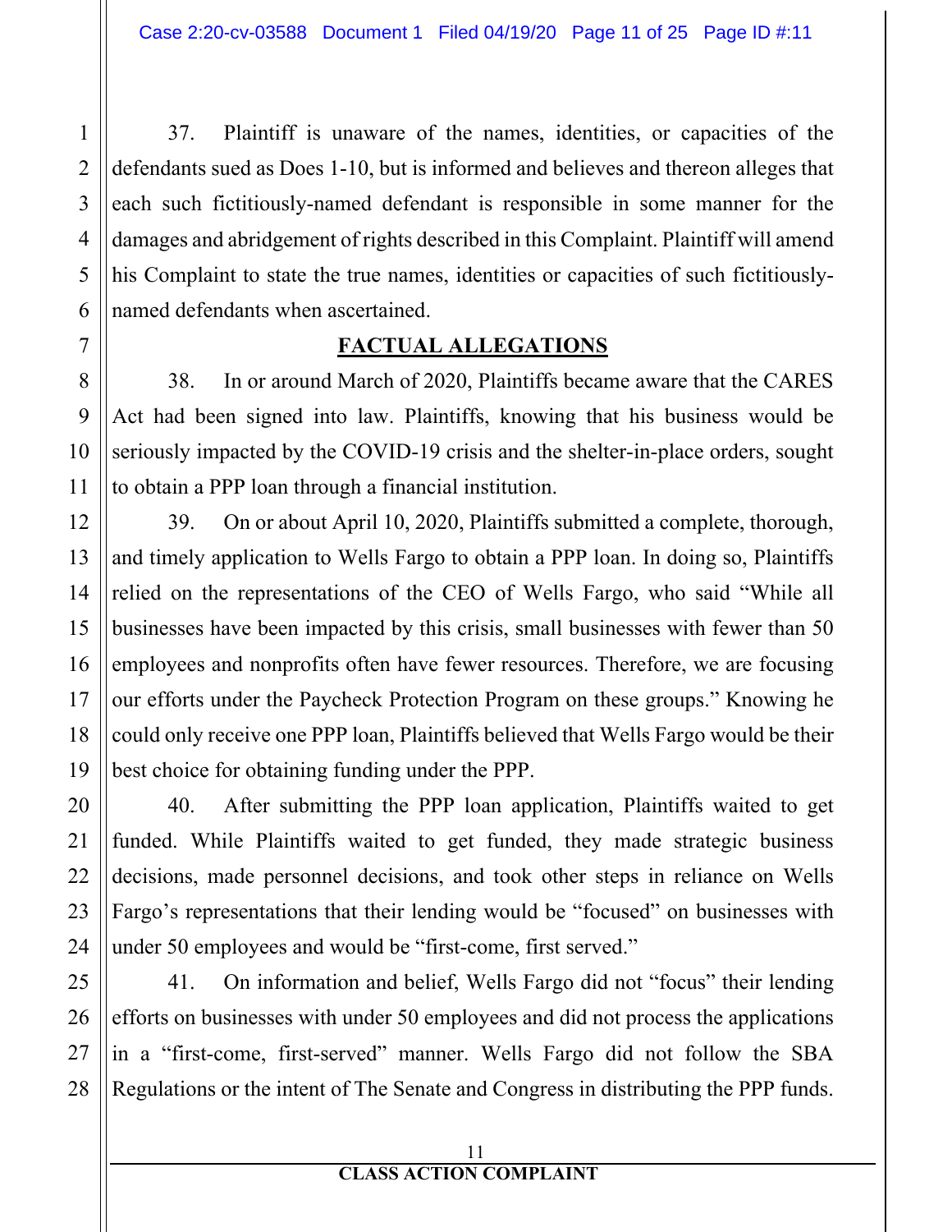37. Plaintiff is unaware of the names, identities, or capacities of the defendants sued as Does 1-10, but is informed and believes and thereon alleges that each such fictitiously-named defendant is responsible in some manner for the damages and abridgement of rights described in this Complaint. Plaintiff will amend his Complaint to state the true names, identities or capacities of such fictitiously-named defendants when ascertained.

## FACTUAL ALLEGATIONS

38. In or around March of 2020, Plaintiffs became aware that the CARES Act had been signed into law. Plaintiffs, knowing that his business would be seriously impacted by the COVID-19 crisis and the shelter-in-place orders, sought to obtain a PPP loan through a financial institution.

39. On or about April 10, 2020, Plaintiffs submitted a complete, thorough, and timely application to Wells Fargo to obtain a PPP loan. In doing so, Plaintiffs relied on the representations of the CEO of Wells Fargo, who said "While all businesses have been impacted by this crisis, small businesses with fewer than 50 employees and nonprofits often have fewer resources. Therefore, we are focusing our efforts under the Paycheck Protection Program on these groups." Knowing he could only receive one PPP loan, Plaintiffs believed that Wells Fargo would be their best choice for obtaining funding under the PPP.

40. After submitting the PPP loan application, Plaintiffs waited to get funded. While Plaintiffs waited to get funded, they made strategic business decisions, made personnel decisions, and took other steps in reliance on Wells Fargo's representations that their lending would be "focused" on businesses with under 50 employees and would be "first-come, first served."

41. On information and belief, Wells Fargo did not "focus" their lending efforts on businesses with under 50 employees and did not process the applications in a "first-come, first-served" manner. Wells Fargo did not follow the SBA Regulations or the intent of The Senate and Congress in distributing the PPP funds.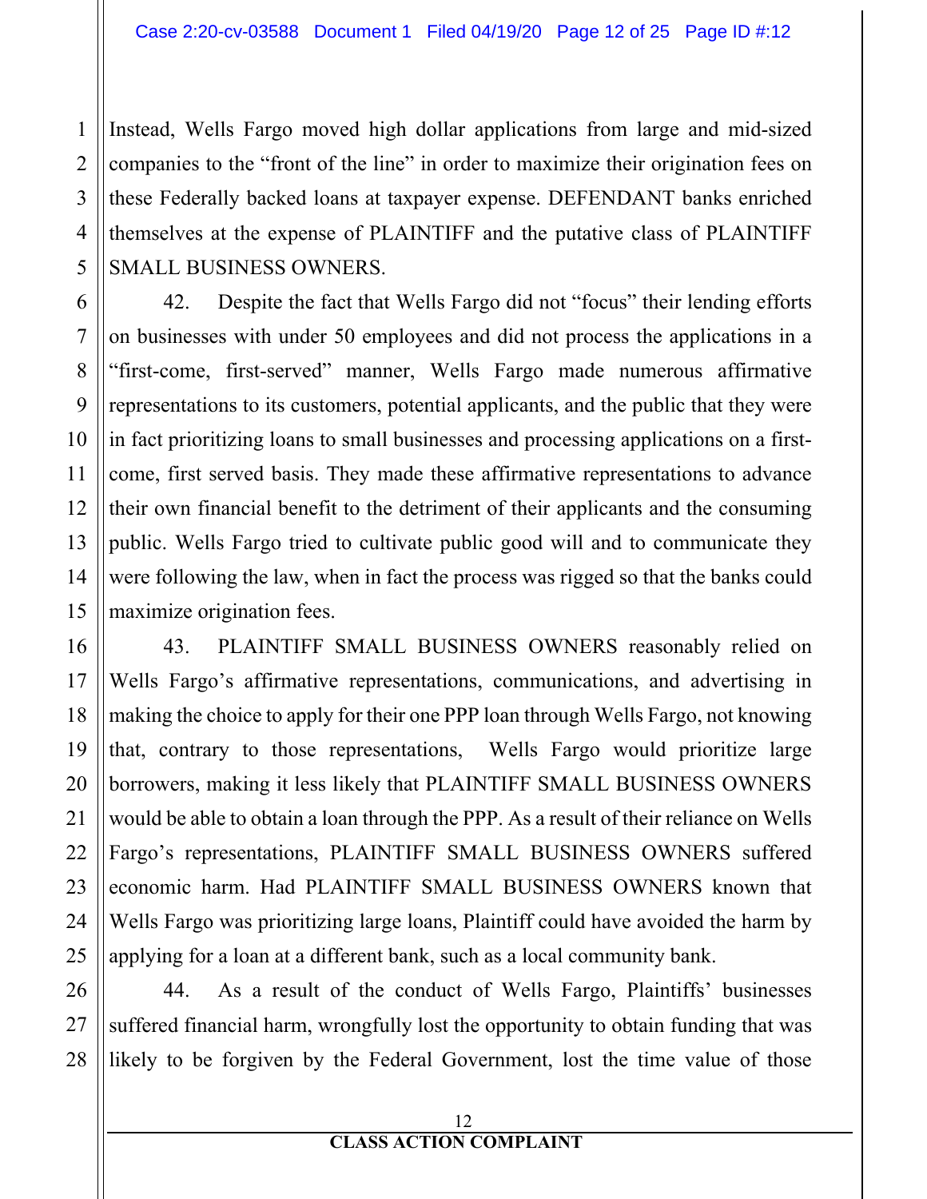Instead, Wells Fargo moved high dollar applications from large and mid-sized companies to the "front of the line" in order to maximize their origination fees on these Federally backed loans at taxpayer expense. DEFENDANT banks enriched themselves at the expense of PLAINTIFF and the putative class of PLAINTIFF SMALL BUSINESS OWNERS.

42. Despite the fact that Wells Fargo did not "focus" their lending efforts on businesses with under 50 employees and did not process the applications in a "first-come, first-served" manner, Wells Fargo made numerous affirmative representations to its customers, potential applicants, and the public that they were in fact prioritizing loans to small businesses and processing applications on a first-come, first served basis. They made these affirmative representations to advance their own financial benefit to the detriment of their applicants and the consuming public. Wells Fargo tried to cultivate public good will and to communicate they were following the law, when in fact the process was rigged so that the banks could maximize origination fees.

43. PLAINTIFF SMALL BUSINESS OWNERS reasonably relied on Wells Fargo's affirmative representations, communications, and advertising in making the choice to apply for their one PPP loan through Wells Fargo, not knowing that, contrary to those representations, Wells Fargo would prioritize large borrowers, making it less likely that PLAINTIFF SMALL BUSINESS OWNERS would be able to obtain a loan through the PPP. As a result of their reliance on Wells Fargo's representations, PLAINTIFF SMALL BUSINESS OWNERS suffered economic harm. Had PLAINTIFF SMALL BUSINESS OWNERS known that Wells Fargo was prioritizing large loans, Plaintiff could have avoided the harm by applying for a loan at a different bank, such as a local community bank.

44. As a result of the conduct of Wells Fargo, Plaintiffs' businesses suffered financial harm, wrongfully lost the opportunity to obtain funding that was likely to be forgiven by the Federal Government, lost the time value of those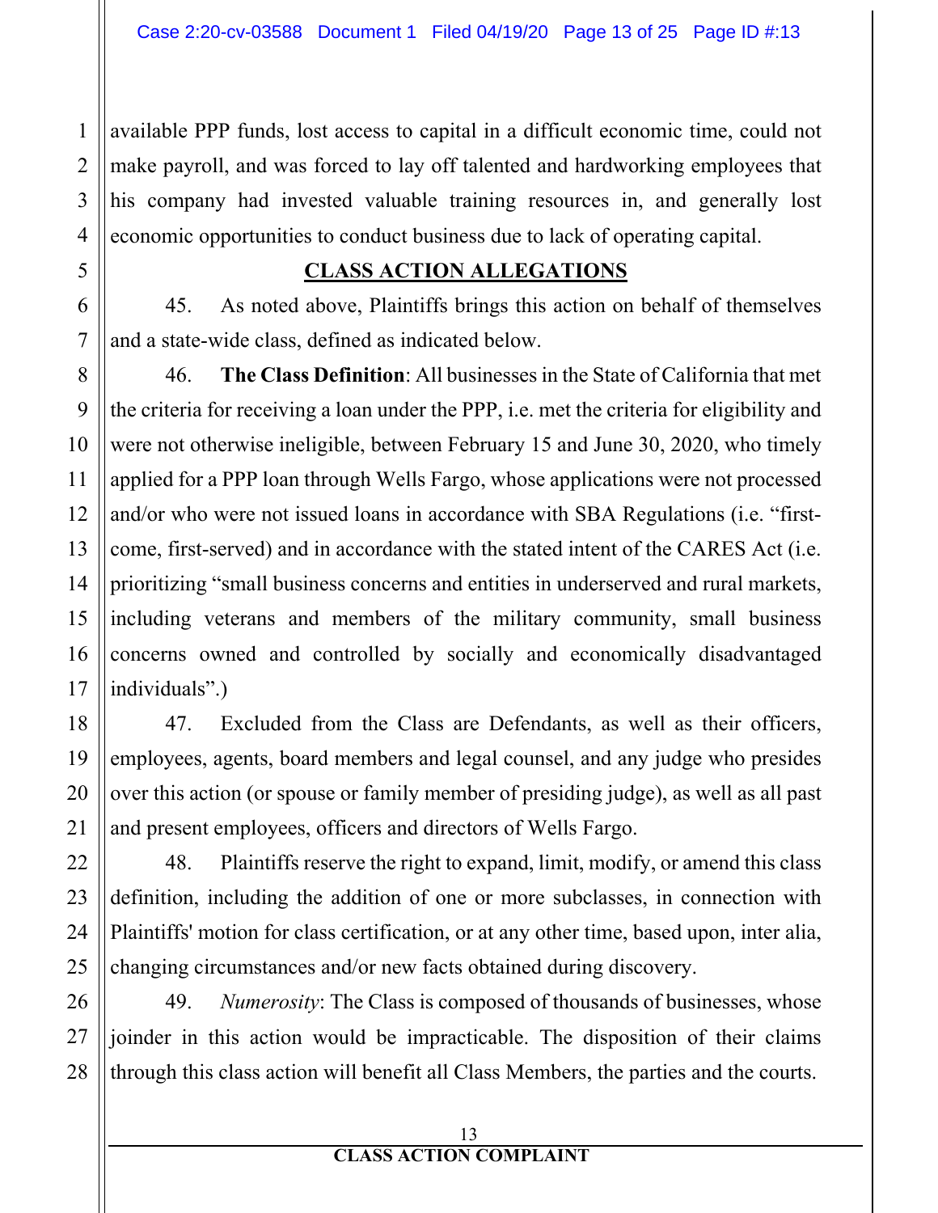available PPP funds, lost access to capital in a difficult economic time, could not make payroll, and was forced to lay off talented and hardworking employees that his company had invested valuable training resources in, and generally lost economic opportunities to conduct business due to lack of operating capital.

## CLASS ACTION ALLEGATIONS

45. As noted above, Plaintiffs brings this action on behalf of themselves and a state-wide class, defined as indicated below.

46. **The Class Definition**: All businesses in the State of California that met the criteria for receiving a loan under the PPP, i.e. met the criteria for eligibility and were not otherwise ineligible, between February 15 and June 30, 2020, who timely applied for a PPP loan through Wells Fargo, whose applications were not processed and/or who were not issued loans in accordance with SBA Regulations (i.e. "first-come, first-served) and in accordance with the stated intent of the CARES Act (i.e. prioritizing "small business concerns and entities in underserved and rural markets, including veterans and members of the military community, small business concerns owned and controlled by socially and economically disadvantaged individuals".)

47. Excluded from the Class are Defendants, as well as their officers, employees, agents, board members and legal counsel, and any judge who presides over this action (or spouse or family member of presiding judge), as well as all past and present employees, officers and directors of Wells Fargo.

48. Plaintiffs reserve the right to expand, limit, modify, or amend this class definition, including the addition of one or more subclasses, in connection with Plaintiffs' motion for class certification, or at any other time, based upon, inter alia, changing circumstances and/or new facts obtained during discovery.

49. *Numerosity*: The Class is composed of thousands of businesses, whose joinder in this action would be impracticable. The disposition of their claims through this class action will benefit all Class Members, the parties and the courts.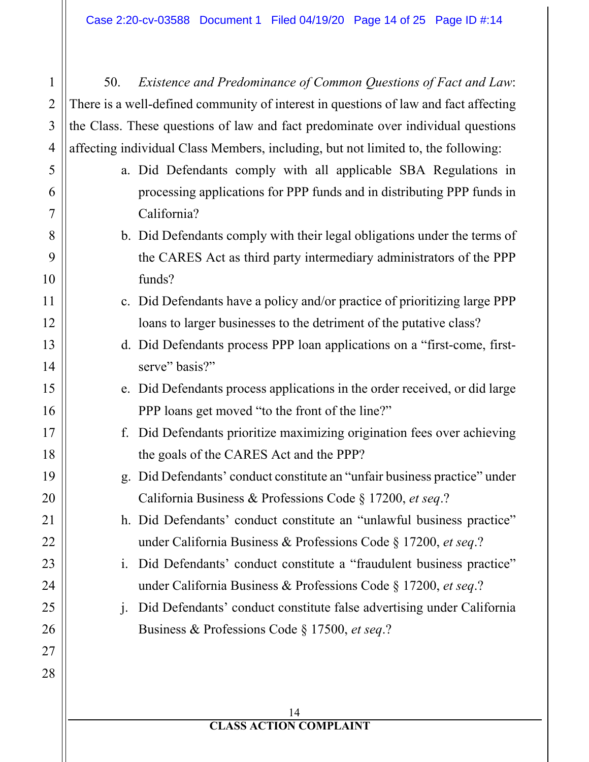50. *Existence and Predominance of Common Questions of Fact and Law*: There is a well-defined community of interest in questions of law and fact affecting the Class. These questions of law and fact predominate over individual questions affecting individual Class Members, including, but not limited to, the following:

a. Did Defendants comply with all applicable SBA Regulations in processing applications for PPP funds and in distributing PPP funds in California?

b. Did Defendants comply with their legal obligations under the terms of the CARES Act as third party intermediary administrators of the PPP funds?

c. Did Defendants have a policy and/or practice of prioritizing large PPP loans to larger businesses to the detriment of the putative class?

d. Did Defendants process PPP loan applications on a "first-come, first-serve" basis?"

e. Did Defendants process applications in the order received, or did large PPP loans get moved "to the front of the line?"

f. Did Defendants prioritize maximizing origination fees over achieving the goals of the CARES Act and the PPP?

g. Did Defendants' conduct constitute an "unfair business practice" under California Business & Professions Code § 17200, *et seq*.?

h. Did Defendants' conduct constitute an "unlawful business practice" under California Business & Professions Code § 17200, *et seq*.?

i. Did Defendants' conduct constitute a "fraudulent business practice" under California Business & Professions Code § 17200, *et seq*.?

j. Did Defendants' conduct constitute false advertising under California Business & Professions Code § 17500, *et seq*.?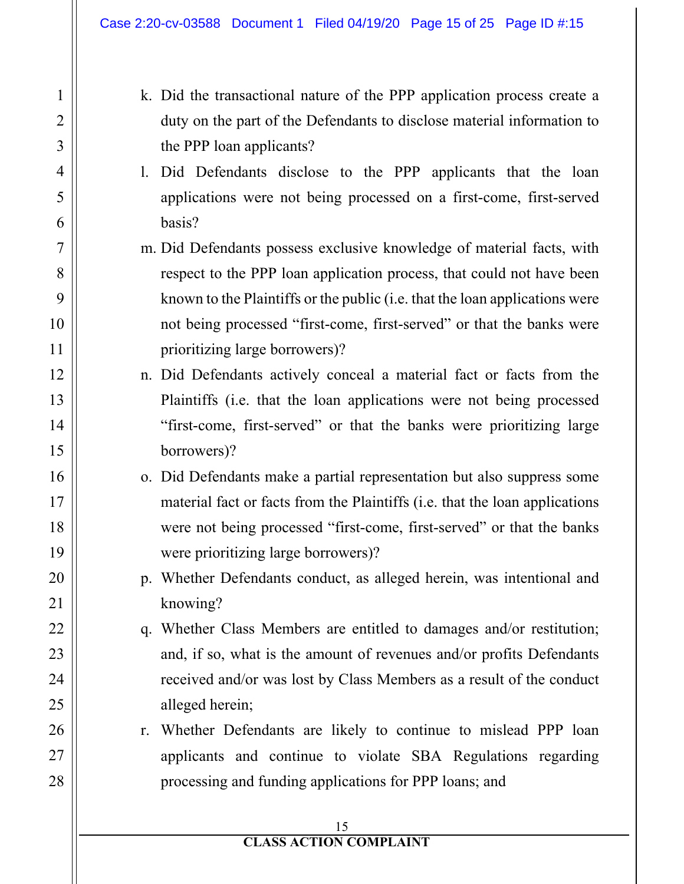k. Did the transactional nature of the PPP application process create a duty on the part of the Defendants to disclose material information to the PPP loan applicants?

l. Did Defendants disclose to the PPP applicants that the loan applications were not being processed on a first-come, first-served basis?

m. Did Defendants possess exclusive knowledge of material facts, with respect to the PPP loan application process, that could not have been known to the Plaintiffs or the public (i.e. that the loan applications were not being processed "first-come, first-served" or that the banks were prioritizing large borrowers)?

n. Did Defendants actively conceal a material fact or facts from the Plaintiffs (i.e. that the loan applications were not being processed "first-come, first-served" or that the banks were prioritizing large borrowers)?

o. Did Defendants make a partial representation but also suppress some material fact or facts from the Plaintiffs (i.e. that the loan applications were not being processed "first-come, first-served" or that the banks were prioritizing large borrowers)?

p. Whether Defendants conduct, as alleged herein, was intentional and knowing?

q. Whether Class Members are entitled to damages and/or restitution; and, if so, what is the amount of revenues and/or profits Defendants received and/or was lost by Class Members as a result of the conduct alleged herein;

r. Whether Defendants are likely to continue to mislead PPP loan applicants and continue to violate SBA Regulations regarding processing and funding applications for PPP loans; and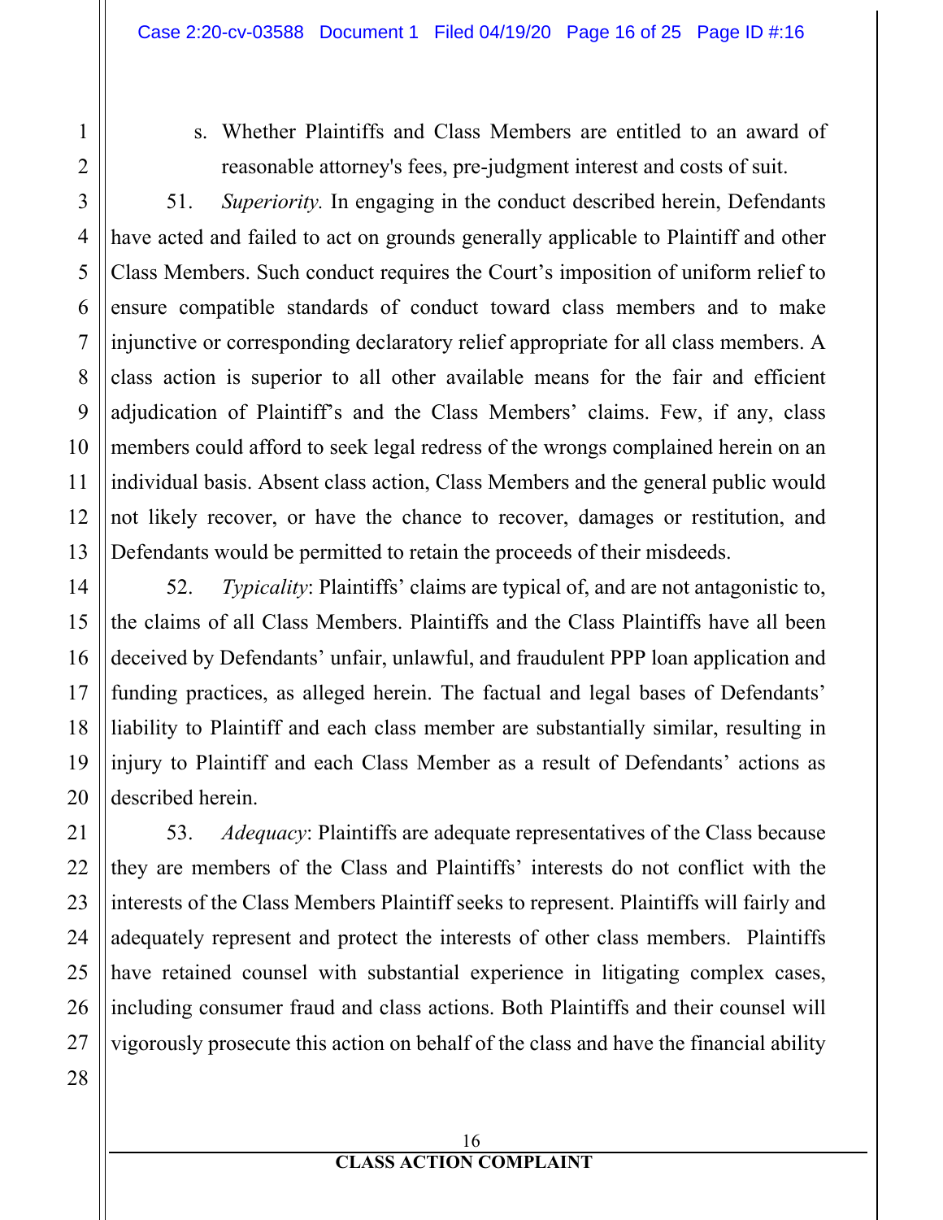s. Whether Plaintiffs and Class Members are entitled to an award of reasonable attorney's fees, pre-judgment interest and costs of suit.

51. *Superiority.* In engaging in the conduct described herein, Defendants have acted and failed to act on grounds generally applicable to Plaintiff and other Class Members. Such conduct requires the Court's imposition of uniform relief to ensure compatible standards of conduct toward class members and to make injunctive or corresponding declaratory relief appropriate for all class members. A class action is superior to all other available means for the fair and efficient adjudication of Plaintiff's and the Class Members' claims. Few, if any, class members could afford to seek legal redress of the wrongs complained herein on an individual basis. Absent class action, Class Members and the general public would not likely recover, or have the chance to recover, damages or restitution, and Defendants would be permitted to retain the proceeds of their misdeeds.

52. *Typicality*: Plaintiffs' claims are typical of, and are not antagonistic to, the claims of all Class Members. Plaintiffs and the Class Plaintiffs have all been deceived by Defendants' unfair, unlawful, and fraudulent PPP loan application and funding practices, as alleged herein. The factual and legal bases of Defendants' liability to Plaintiff and each class member are substantially similar, resulting in injury to Plaintiff and each Class Member as a result of Defendants' actions as described herein.

53. *Adequacy*: Plaintiffs are adequate representatives of the Class because they are members of the Class and Plaintiffs' interests do not conflict with the interests of the Class Members Plaintiff seeks to represent. Plaintiffs will fairly and adequately represent and protect the interests of other class members. Plaintiffs have retained counsel with substantial experience in litigating complex cases, including consumer fraud and class actions. Both Plaintiffs and their counsel will vigorously prosecute this action on behalf of the class and have the financial ability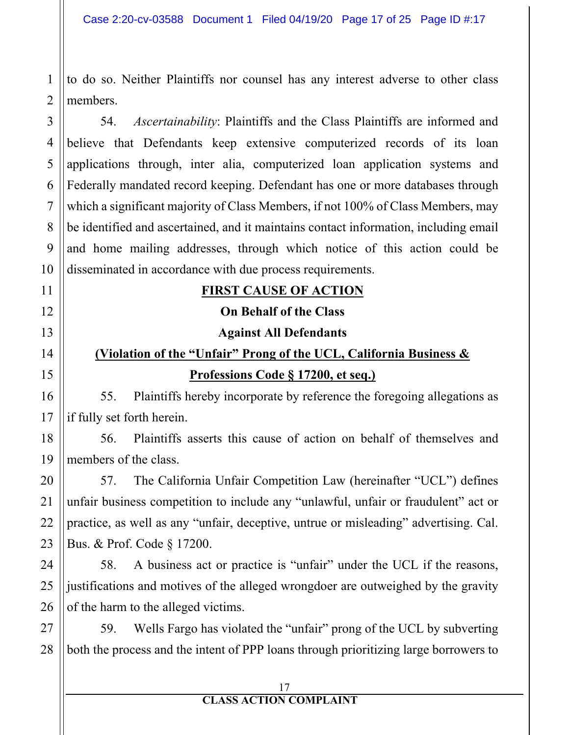to do so. Neither Plaintiffs nor counsel has any interest adverse to other class members.

54. *Ascertainability*: Plaintiffs and the Class Plaintiffs are informed and believe that Defendants keep extensive computerized records of its loan applications through, inter alia, computerized loan application systems and Federally mandated record keeping. Defendant has one or more databases through which a significant majority of Class Members, if not 100% of Class Members, may be identified and ascertained, and it maintains contact information, including email and home mailing addresses, through which notice of this action could be disseminated in accordance with due process requirements.

**FIRST CAUSE OF ACTION**

**On Behalf of the Class**

**Against All Defendants**

**(Violation of the "Unfair" Prong of the UCL, California Business & Professions Code § 17200, et seq.)**

55. Plaintiffs hereby incorporate by reference the foregoing allegations as if fully set forth herein.

56. Plaintiffs asserts this cause of action on behalf of themselves and members of the class.

57. The California Unfair Competition Law (hereinafter "UCL") defines unfair business competition to include any "unlawful, unfair or fraudulent" act or practice, as well as any "unfair, deceptive, untrue or misleading" advertising. Cal. Bus. & Prof. Code § 17200.

58. A business act or practice is "unfair" under the UCL if the reasons, justifications and motives of the alleged wrongdoer are outweighed by the gravity of the harm to the alleged victims.

59. Wells Fargo has violated the "unfair" prong of the UCL by subverting both the process and the intent of PPP loans through prioritizing large borrowers to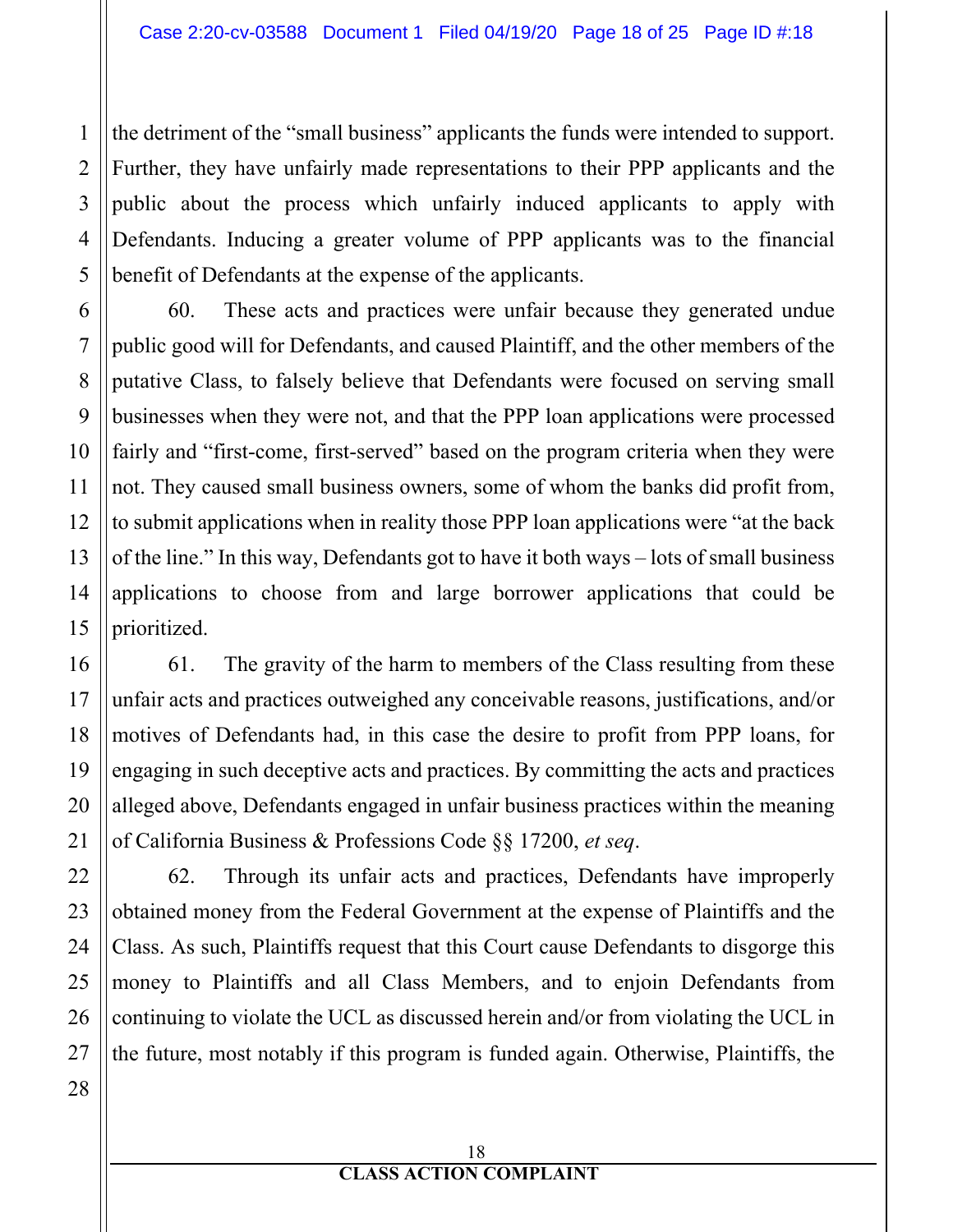the detriment of the "small business" applicants the funds were intended to support. Further, they have unfairly made representations to their PPP applicants and the public about the process which unfairly induced applicants to apply with Defendants. Inducing a greater volume of PPP applicants was to the financial benefit of Defendants at the expense of the applicants.

60. These acts and practices were unfair because they generated undue public good will for Defendants, and caused Plaintiff, and the other members of the putative Class, to falsely believe that Defendants were focused on serving small businesses when they were not, and that the PPP loan applications were processed fairly and "first-come, first-served" based on the program criteria when they were not. They caused small business owners, some of whom the banks did profit from, to submit applications when in reality those PPP loan applications were "at the back of the line." In this way, Defendants got to have it both ways – lots of small business applications to choose from and large borrower applications that could be prioritized.

61. The gravity of the harm to members of the Class resulting from these unfair acts and practices outweighed any conceivable reasons, justifications, and/or motives of Defendants had, in this case the desire to profit from PPP loans, for engaging in such deceptive acts and practices. By committing the acts and practices alleged above, Defendants engaged in unfair business practices within the meaning of California Business & Professions Code §§ 17200, *et seq*.

62. Through its unfair acts and practices, Defendants have improperly obtained money from the Federal Government at the expense of Plaintiffs and the Class. As such, Plaintiffs request that this Court cause Defendants to disgorge this money to Plaintiffs and all Class Members, and to enjoin Defendants from continuing to violate the UCL as discussed herein and/or from violating the UCL in the future, most notably if this program is funded again. Otherwise, Plaintiffs, the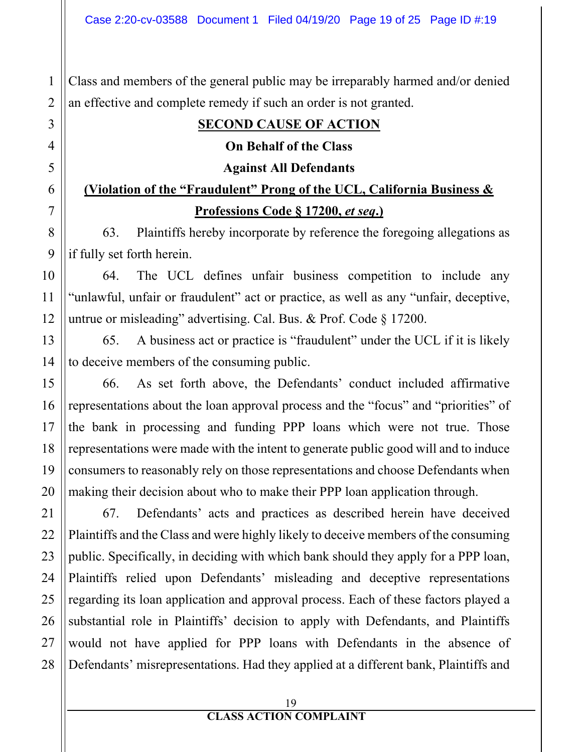Class and members of the general public may be irreparably harmed and/or denied an effective and complete remedy if such an order is not granted.

**SECOND CAUSE OF ACTION**

**On Behalf of the Class**

**Against All Defendants**

**(Violation of the "Fraudulent" Prong of the UCL, California Business & Professions Code § 17200, *et seq*.)**

63. Plaintiffs hereby incorporate by reference the foregoing allegations as if fully set forth herein.

64. The UCL defines unfair business competition to include any "unlawful, unfair or fraudulent" act or practice, as well as any "unfair, deceptive, untrue or misleading" advertising. Cal. Bus. & Prof. Code § 17200.

65. A business act or practice is "fraudulent" under the UCL if it is likely to deceive members of the consuming public.

66. As set forth above, the Defendants' conduct included affirmative representations about the loan approval process and the "focus" and "priorities" of the bank in processing and funding PPP loans which were not true. Those representations were made with the intent to generate public good will and to induce consumers to reasonably rely on those representations and choose Defendants when making their decision about who to make their PPP loan application through.

67. Defendants' acts and practices as described herein have deceived Plaintiffs and the Class and were highly likely to deceive members of the consuming public. Specifically, in deciding with which bank should they apply for a PPP loan, Plaintiffs relied upon Defendants' misleading and deceptive representations regarding its loan application and approval process. Each of these factors played a substantial role in Plaintiffs' decision to apply with Defendants, and Plaintiffs would not have applied for PPP loans with Defendants in the absence of Defendants' misrepresentations. Had they applied at a different bank, Plaintiffs and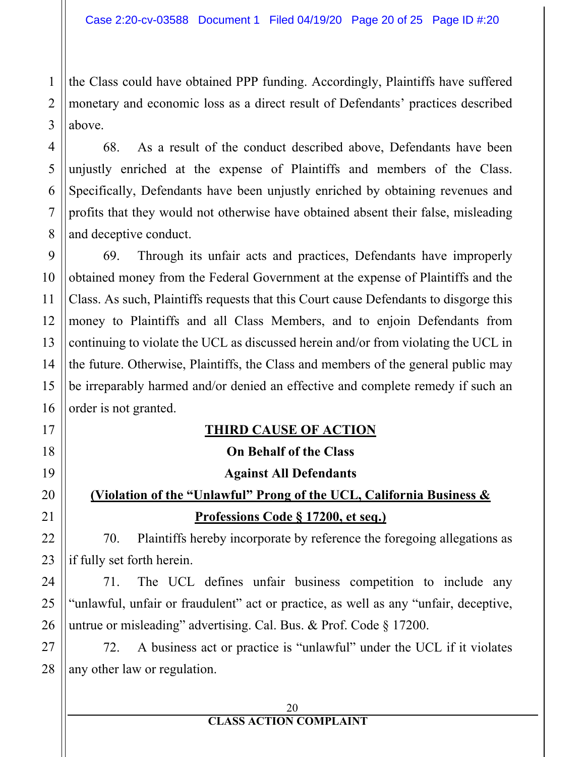the Class could have obtained PPP funding. Accordingly, Plaintiffs have suffered monetary and economic loss as a direct result of Defendants' practices described above.

68. As a result of the conduct described above, Defendants have been unjustly enriched at the expense of Plaintiffs and members of the Class. Specifically, Defendants have been unjustly enriched by obtaining revenues and profits that they would not otherwise have obtained absent their false, misleading and deceptive conduct.

69. Through its unfair acts and practices, Defendants have improperly obtained money from the Federal Government at the expense of Plaintiffs and the Class. As such, Plaintiffs requests that this Court cause Defendants to disgorge this money to Plaintiffs and all Class Members, and to enjoin Defendants from continuing to violate the UCL as discussed herein and/or from violating the UCL in the future. Otherwise, Plaintiffs, the Class and members of the general public may be irreparably harmed and/or denied an effective and complete remedy if such an order is not granted.

## THIRD CAUSE OF ACTION

**On Behalf of the Class**

**Against All Defendants**

**(Violation of the "Unlawful" Prong of the UCL, California Business & Professions Code § 17200, et seq.)**

70. Plaintiffs hereby incorporate by reference the foregoing allegations as if fully set forth herein.

71. The UCL defines unfair business competition to include any "unlawful, unfair or fraudulent" act or practice, as well as any "unfair, deceptive, untrue or misleading" advertising. Cal. Bus. & Prof. Code § 17200.

72. A business act or practice is "unlawful" under the UCL if it violates any other law or regulation.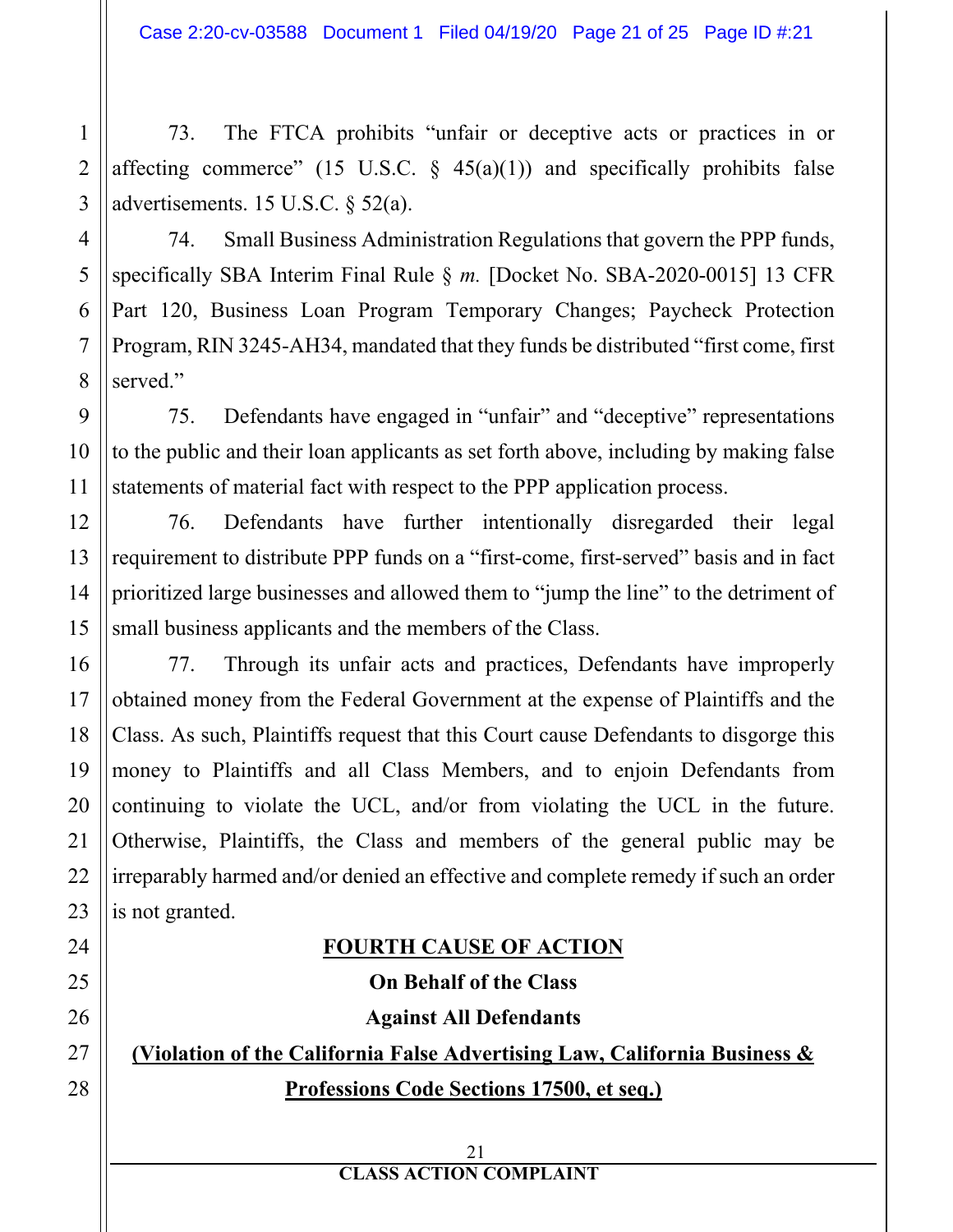73. The FTCA prohibits "unfair or deceptive acts or practices in or affecting commerce" (15 U.S.C. § 45(a)(1)) and specifically prohibits false advertisements. 15 U.S.C. § 52(a).

74. Small Business Administration Regulations that govern the PPP funds, specifically SBA Interim Final Rule § *m.* [Docket No. SBA-2020-0015] 13 CFR Part 120, Business Loan Program Temporary Changes; Paycheck Protection Program, RIN 3245-AH34, mandated that they funds be distributed "first come, first served."

75. Defendants have engaged in "unfair" and "deceptive" representations to the public and their loan applicants as set forth above, including by making false statements of material fact with respect to the PPP application process.

76. Defendants have further intentionally disregarded their legal requirement to distribute PPP funds on a "first-come, first-served" basis and in fact prioritized large businesses and allowed them to "jump the line" to the detriment of small business applicants and the members of the Class.

77. Through its unfair acts and practices, Defendants have improperly obtained money from the Federal Government at the expense of Plaintiffs and the Class. As such, Plaintiffs request that this Court cause Defendants to disgorge this money to Plaintiffs and all Class Members, and to enjoin Defendants from continuing to violate the UCL, and/or from violating the UCL in the future. Otherwise, Plaintiffs, the Class and members of the general public may be irreparably harmed and/or denied an effective and complete remedy if such an order is not granted.

## FOURTH CAUSE OF ACTION

**On Behalf of the Class**

**Against All Defendants**

**(Violation of the California False Advertising Law, California Business & Professions Code Sections 17500, et seq.)**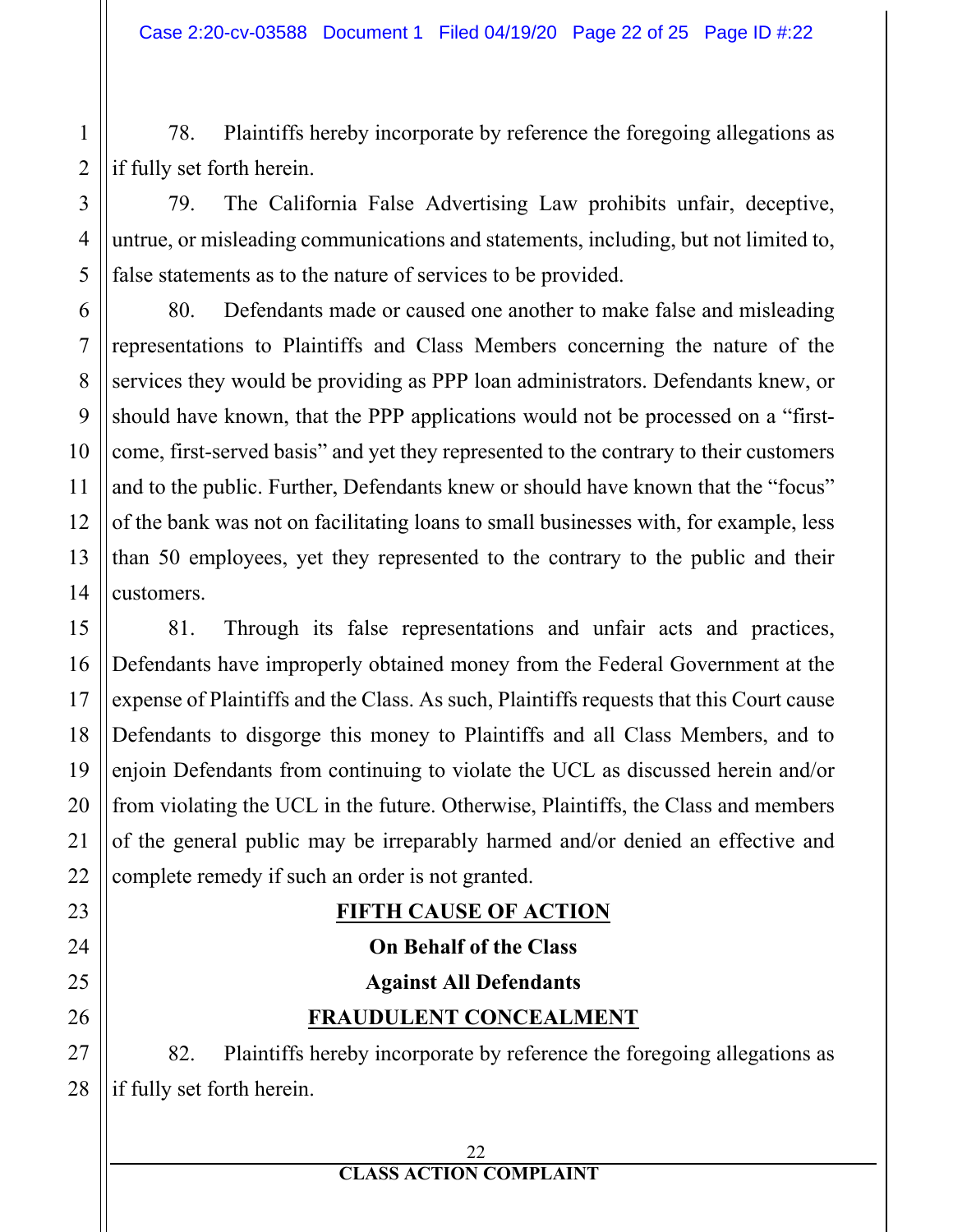78. Plaintiffs hereby incorporate by reference the foregoing allegations as if fully set forth herein.

79. The California False Advertising Law prohibits unfair, deceptive, untrue, or misleading communications and statements, including, but not limited to, false statements as to the nature of services to be provided.

80. Defendants made or caused one another to make false and misleading representations to Plaintiffs and Class Members concerning the nature of the services they would be providing as PPP loan administrators. Defendants knew, or should have known, that the PPP applications would not be processed on a "first-come, first-served basis" and yet they represented to the contrary to their customers and to the public. Further, Defendants knew or should have known that the "focus" of the bank was not on facilitating loans to small businesses with, for example, less than 50 employees, yet they represented to the contrary to the public and their customers.

81. Through its false representations and unfair acts and practices, Defendants have improperly obtained money from the Federal Government at the expense of Plaintiffs and the Class. As such, Plaintiffs requests that this Court cause Defendants to disgorge this money to Plaintiffs and all Class Members, and to enjoin Defendants from continuing to violate the UCL as discussed herein and/or from violating the UCL in the future. Otherwise, Plaintiffs, the Class and members of the general public may be irreparably harmed and/or denied an effective and complete remedy if such an order is not granted.

## FIFTH CAUSE OF ACTION

**On Behalf of the Class**

**Against All Defendants**

## FRAUDULENT CONCEALMENT

82. Plaintiffs hereby incorporate by reference the foregoing allegations as if fully set forth herein.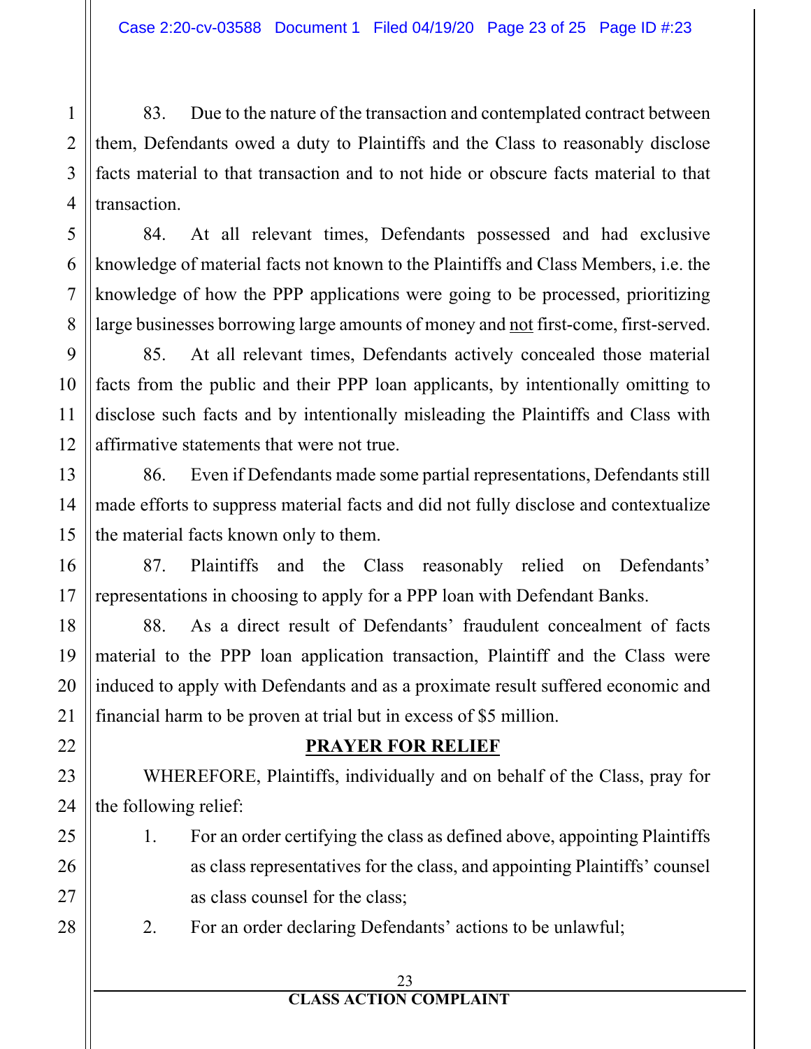83. Due to the nature of the transaction and contemplated contract between them, Defendants owed a duty to Plaintiffs and the Class to reasonably disclose facts material to that transaction and to not hide or obscure facts material to that transaction.

84. At all relevant times, Defendants possessed and had exclusive knowledge of material facts not known to the Plaintiffs and Class Members, i.e. the knowledge of how the PPP applications were going to be processed, prioritizing large businesses borrowing large amounts of money and not first-come, first-served.

85. At all relevant times, Defendants actively concealed those material facts from the public and their PPP loan applicants, by intentionally omitting to disclose such facts and by intentionally misleading the Plaintiffs and Class with affirmative statements that were not true.

86. Even if Defendants made some partial representations, Defendants still made efforts to suppress material facts and did not fully disclose and contextualize the material facts known only to them.

87. Plaintiffs and the Class reasonably relied on Defendants' representations in choosing to apply for a PPP loan with Defendant Banks.

88. As a direct result of Defendants' fraudulent concealment of facts material to the PPP loan application transaction, Plaintiff and the Class were induced to apply with Defendants and as a proximate result suffered economic and financial harm to be proven at trial but in excess of $5 million.

## PRAYER FOR RELIEF

WHEREFORE, Plaintiffs, individually and on behalf of the Class, pray for the following relief:

1. For an order certifying the class as defined above, appointing Plaintiffs as class representatives for the class, and appointing Plaintiffs' counsel as class counsel for the class;
2. For an order declaring Defendants' actions to be unlawful;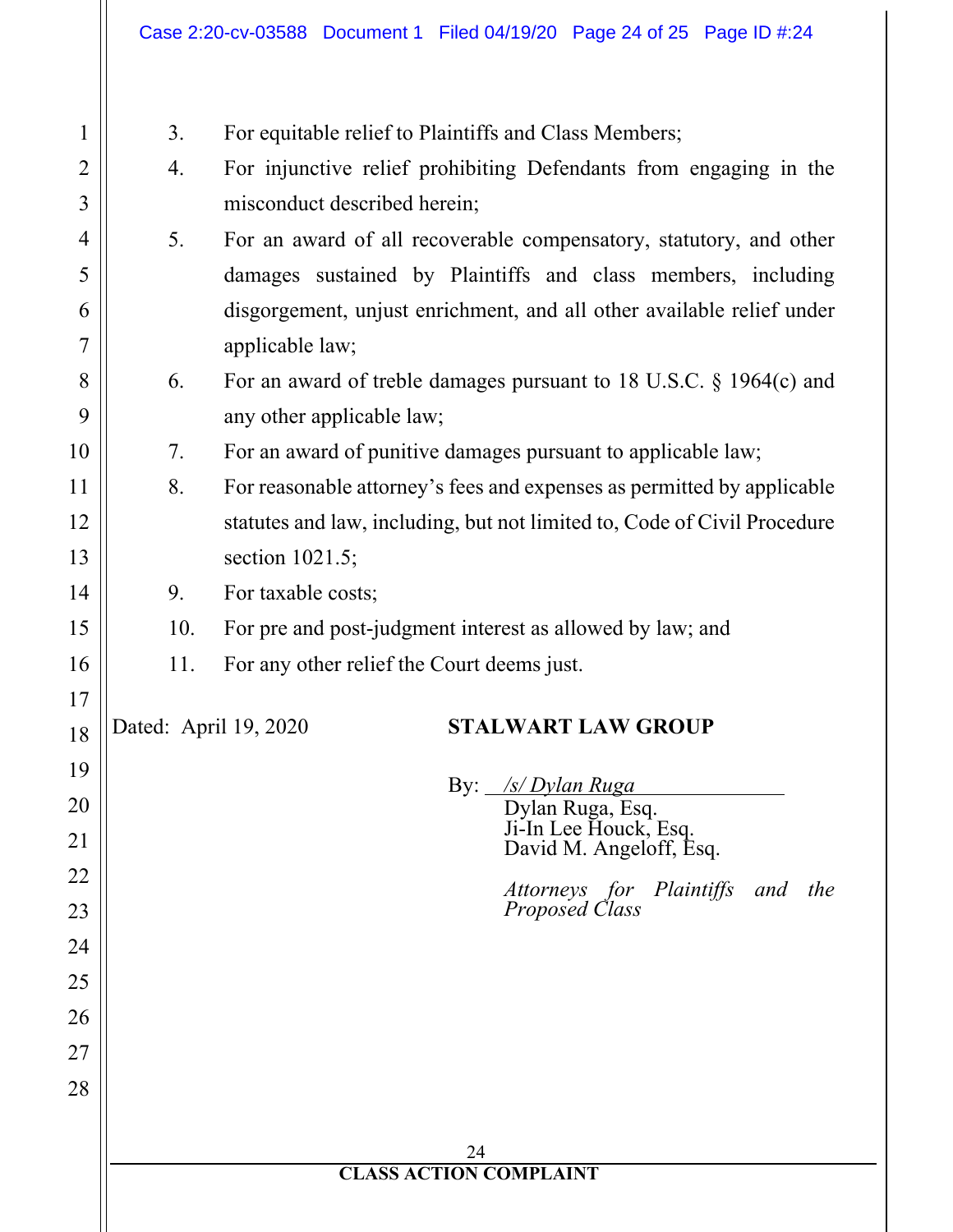3. For equitable relief to Plaintiffs and Class Members;
4. For injunctive relief prohibiting Defendants from engaging in the misconduct described herein;
5. For an award of all recoverable compensatory, statutory, and other damages sustained by Plaintiffs and class members, including disgorgement, unjust enrichment, and all other available relief under applicable law;
6. For an award of treble damages pursuant to 18 U.S.C. § 1964(c) and any other applicable law;
7. For an award of punitive damages pursuant to applicable law;
8. For reasonable attorney's fees and expenses as permitted by applicable statutes and law, including, but not limited to, Code of Civil Procedure section 1021.5;
9. For taxable costs;
10. For pre and post-judgment interest as allowed by law; and
11. For any other relief the Court deems just.

Dated: April 19, 2020

**STALWART LAW GROUP**

By: */s/ Dylan Ruga*
Dylan Ruga, Esq.
Ji-In Lee Houck, Esq.
David M. Angeloff, Esq.

*Attorneys for Plaintiffs and the Proposed Class*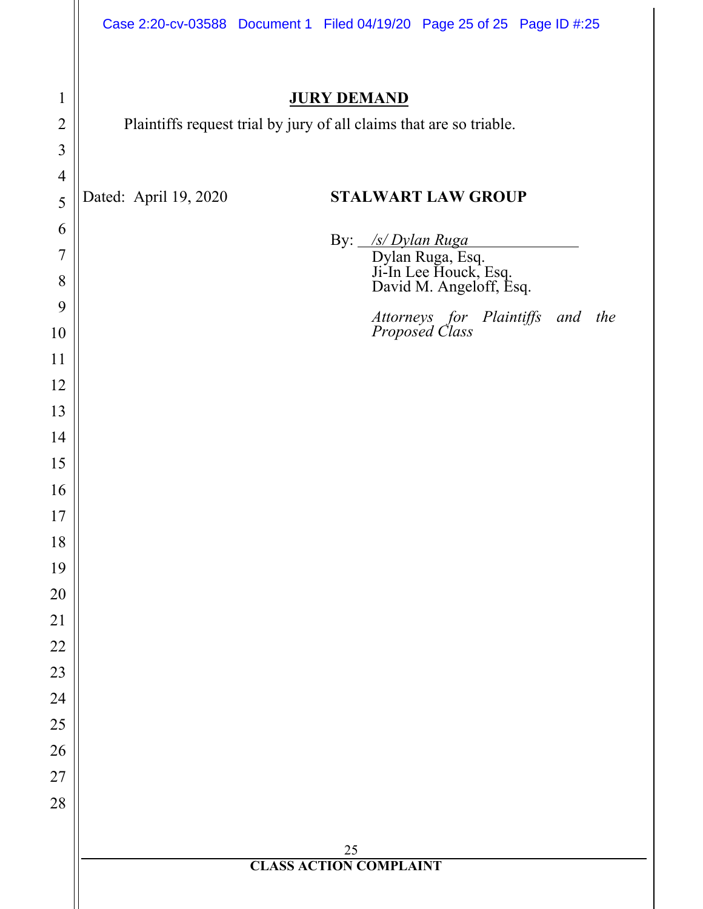## JURY DEMAND

Plaintiffs request trial by jury of all claims that are so triable.

Dated: April 19, 2020

**STALWART LAW GROUP**

By: */s/ Dylan Ruga*

Dylan Ruga, Esq.
Ji-In Lee Houck, Esq.
David M. Angeloff, Esq.

*Attorneys for Plaintiffs and the Proposed Class*

**CLASS ACTION COMPLAINT**